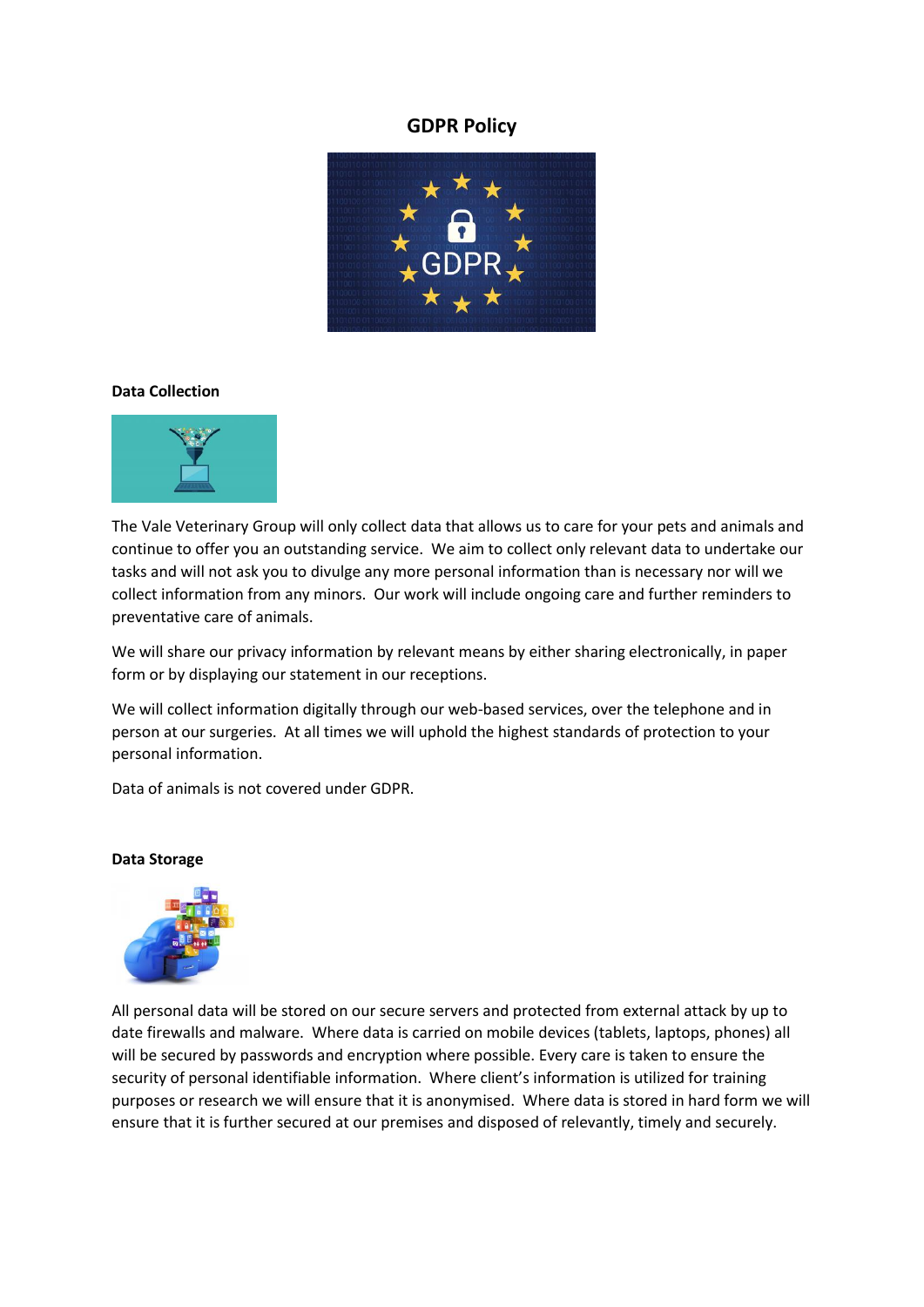# GDPR Policy

## Data Collection

The Vale Veterinary Group will only collect data that allows us to care for your pets and animals and continue to offer you an outstanding service. We aim to collect only relevant data to undertake our tasks and will not ask you to divulge any more personal information than is necessary nor will we collect information from any minors. Our work will include ongoing care and further reminders to preventative care of animals.

We will share our privacy information by relevant means by either sharing electronically, in paper form or by displaying our statement in our receptions.

We will collect information digitally through our web-based services, over the telephone and in person at our surgeries. At all times we will uphold the highest standards of protection to your personal information.

Data of animals is not covered under GDPR.

## Data Storage

All personal data will be stored on our secure servers and protected from external attack by up to date firewalls and malware. Where data is carried on mobile devices (tablets, laptops, phones) all will be secured by passwords and encryption where possible. Every care is taken to ensure the security of personal identifiable information. Where client's information is utilized for training purposes or research we will ensure that it is anonymised. Where data is stored in hard form we will ensure that it is further secured at our premises and disposed of relevantly, timely and securely.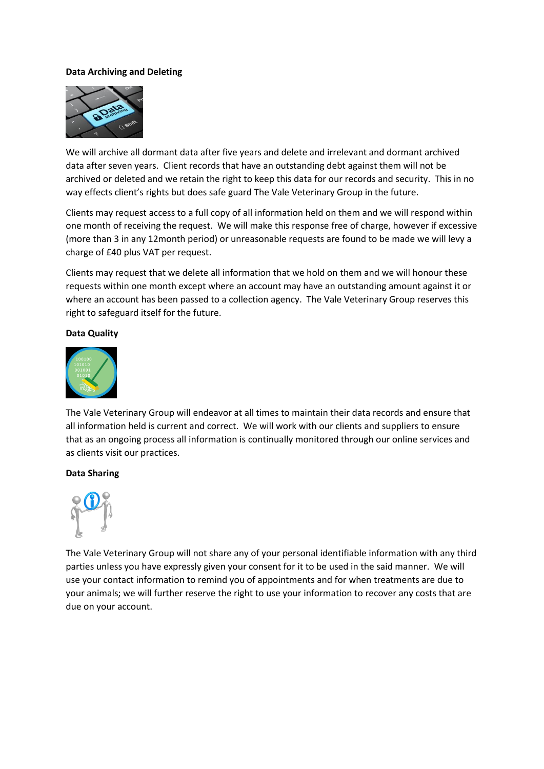**Data Archiving and Deleting**

We will archive all dormant data after five years and delete and irrelevant and dormant archived data after seven years. Client records that have an outstanding debt against them will not be archived or deleted and we retain the right to keep this data for our records and security. This in no way effects client's rights but does safe guard The Vale Veterinary Group in the future.

Clients may request access to a full copy of all information held on them and we will respond within one month of receiving the request. We will make this response free of charge, however if excessive (more than 3 in any 12month period) or unreasonable requests are found to be made we will levy a charge of £40 plus VAT per request.

Clients may request that we delete all information that we hold on them and we will honour these requests within one month except where an account may have an outstanding amount against it or where an account has been passed to a collection agency. The Vale Veterinary Group reserves this right to safeguard itself for the future.

**Data Quality**

The Vale Veterinary Group will endeavor at all times to maintain their data records and ensure that all information held is current and correct. We will work with our clients and suppliers to ensure that as an ongoing process all information is continually monitored through our online services and as clients visit our practices.

**Data Sharing**

The Vale Veterinary Group will not share any of your personal identifiable information with any third parties unless you have expressly given your consent for it to be used in the said manner. We will use your contact information to remind you of appointments and for when treatments are due to your animals; we will further reserve the right to use your information to recover any costs that are due on your account.